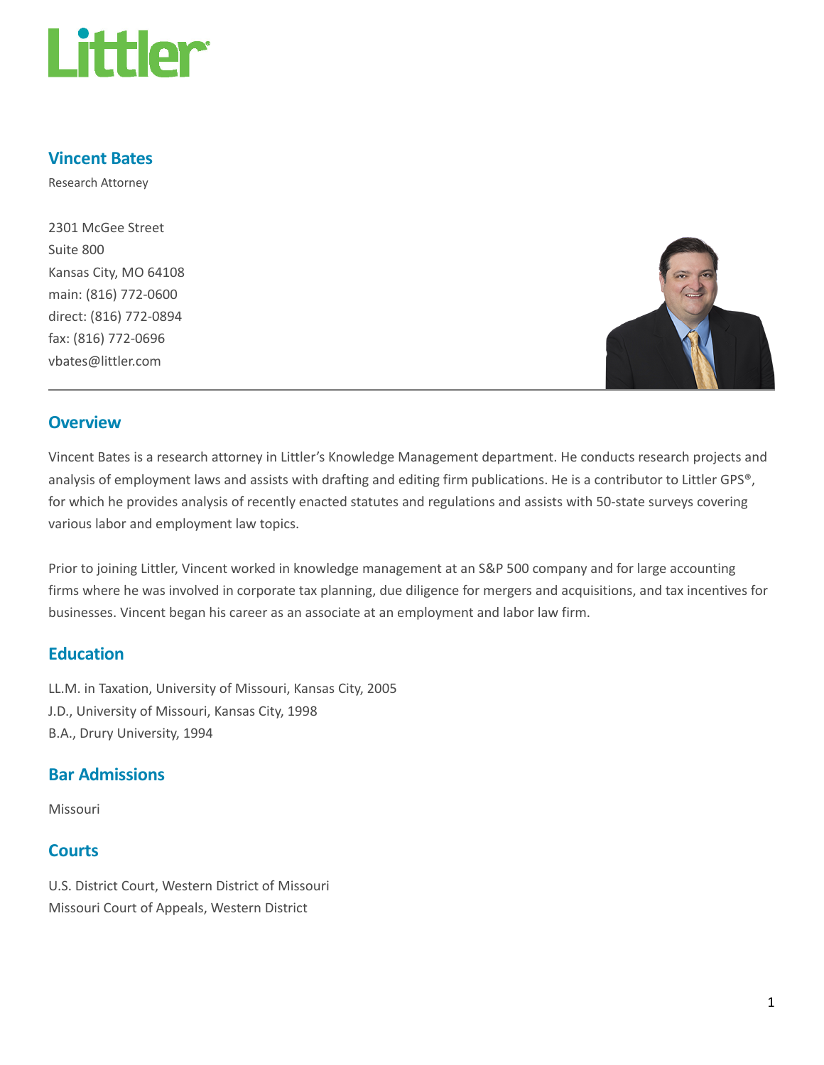# Littler

## Vincent Bates

Research Attorney

2301 McGee Street
Suite 800
Kansas City, MO 64108
main: (816) 772-0600
direct: (816) 772-0894
fax: (816) 772-0696
vbates@littler.com

## Overview

Vincent Bates is a research attorney in Littler's Knowledge Management department. He conducts research projects and analysis of employment laws and assists with drafting and editing firm publications. He is a contributor to Littler GPS®, for which he provides analysis of recently enacted statutes and regulations and assists with 50-state surveys covering various labor and employment law topics.

Prior to joining Littler, Vincent worked in knowledge management at an S&P 500 company and for large accounting firms where he was involved in corporate tax planning, due diligence for mergers and acquisitions, and tax incentives for businesses. Vincent began his career as an associate at an employment and labor law firm.

## Education

LL.M. in Taxation, University of Missouri, Kansas City, 2005
J.D., University of Missouri, Kansas City, 1998
B.A., Drury University, 1994

## Bar Admissions

Missouri

## Courts

U.S. District Court, Western District of Missouri
Missouri Court of Appeals, Western District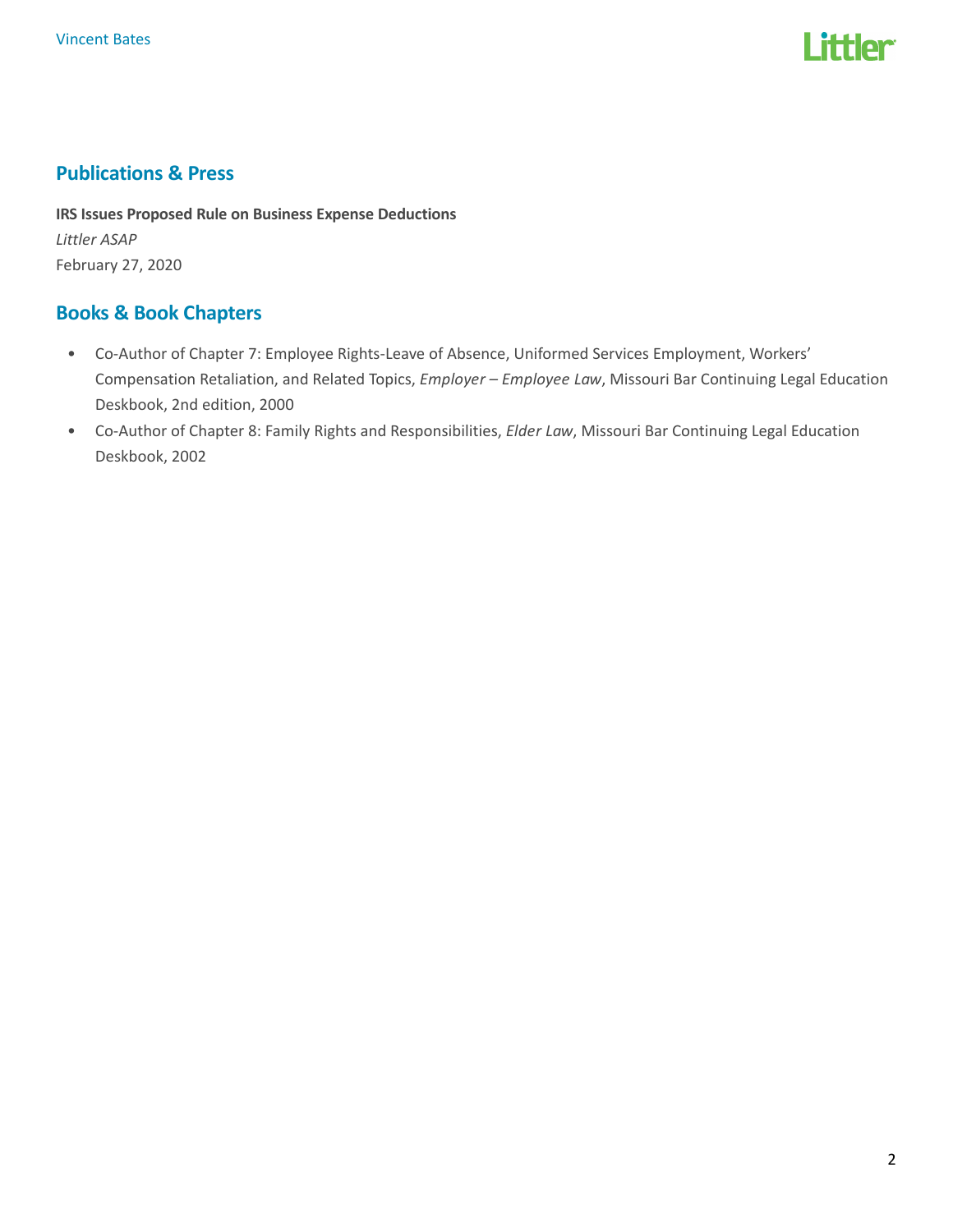## Publications & Press

**IRS Issues Proposed Rule on Business Expense Deductions**
*Littler ASAP*
February 27, 2020

## Books & Book Chapters

- Co-Author of Chapter 7: Employee Rights-Leave of Absence, Uniformed Services Employment, Workers' Compensation Retaliation, and Related Topics, *Employer – Employee Law*, Missouri Bar Continuing Legal Education Deskbook, 2nd edition, 2000
- Co-Author of Chapter 8: Family Rights and Responsibilities, *Elder Law*, Missouri Bar Continuing Legal Education Deskbook, 2002